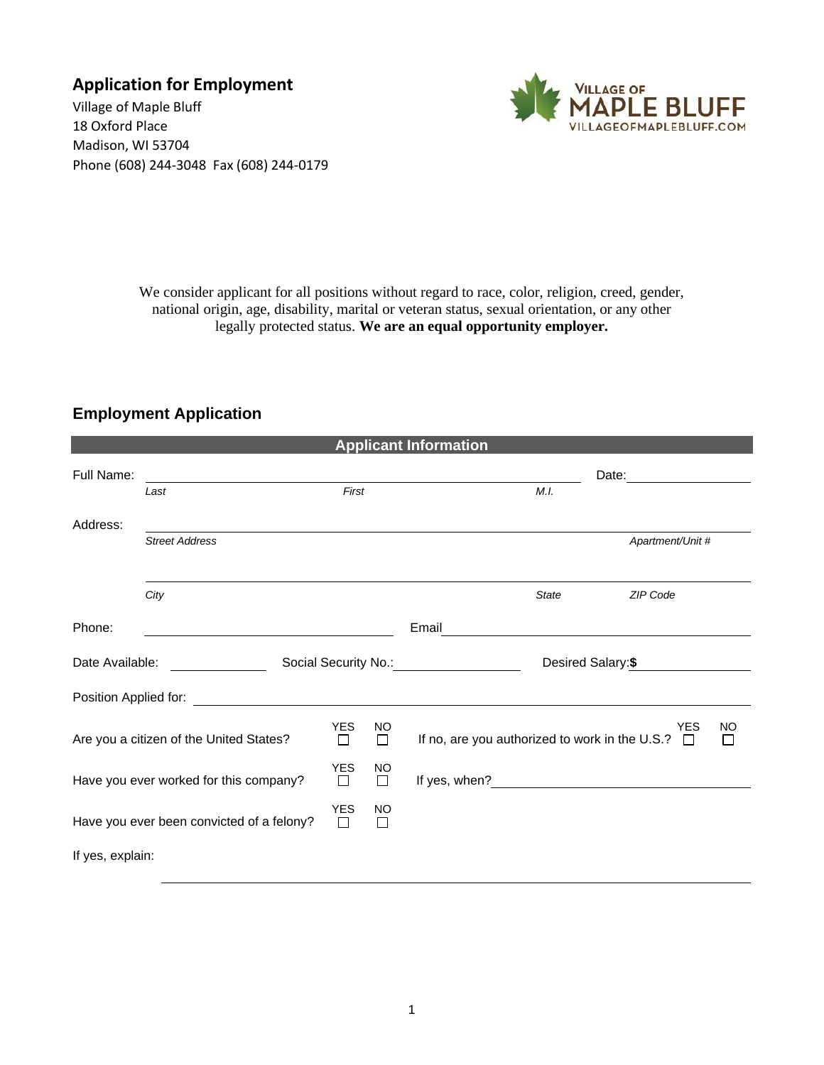## Application for Employment

Village of Maple Bluff
18 Oxford Place
Madison, WI 53704
Phone (608) 244-3048 Fax (608) 244-0179

VILLAGE OF MAPLE BLUFF
VILLAGEOFMAPLEBLUFF.COM

We consider applicant for all positions without regard to race, color, religion, creed, gender, national origin, age, disability, marital or veteran status, sexual orientation, or any other legally protected status. **We are an equal opportunity employer.**

## Employment Application

### Applicant Information

Full Name: ______________________________________________ Date: ______________
*Last* *First* *M.I.*

Address: ______________________________________________________________
*Street Address* *Apartment/Unit #*

______________________________________________________________
*City* *State* *ZIP Code*

Phone: ____________________ Email ____________________________

Date Available: __________ Social Security No.: ______________ Desired Salary: **$** ____________

Position Applied for: ______________________________________________

Are you a citizen of the United States? YES ☐ NO ☐ If no, are you authorized to work in the U.S.? YES ☐ NO ☐

Have you ever worked for this company? YES ☐ NO ☐ If yes, when? ____________________

Have you ever been convicted of a felony? YES ☐ NO ☐

If yes, explain: ______________________________________________________________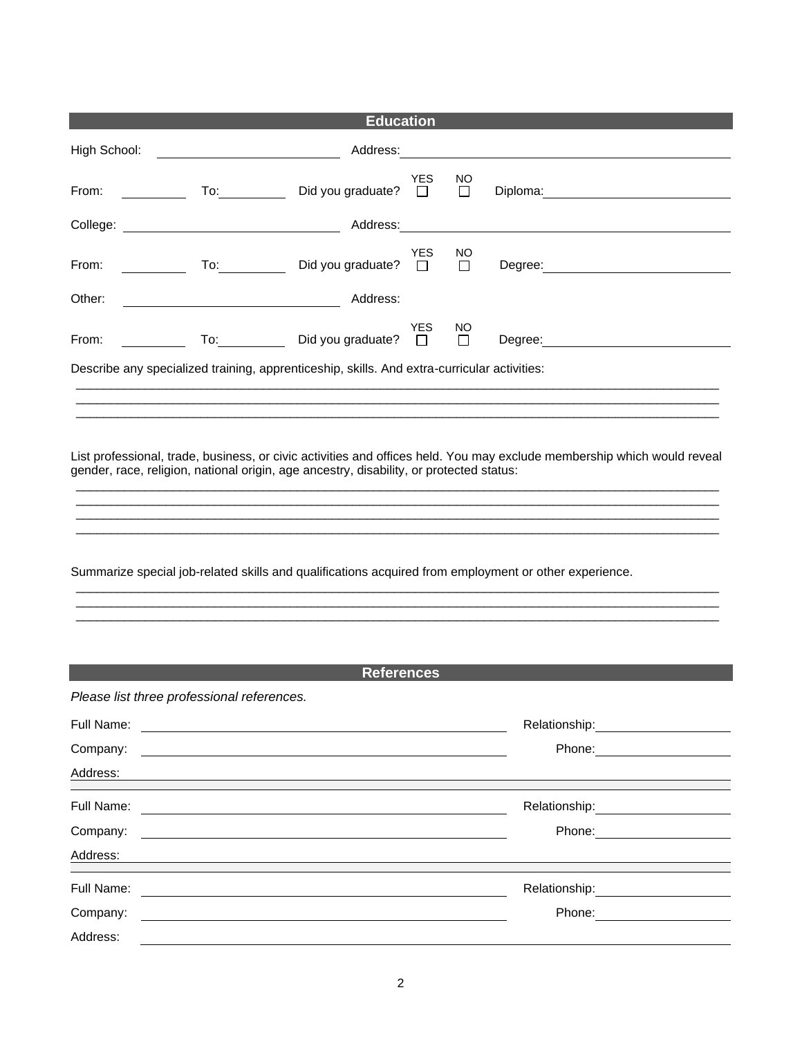## Education

High School: ____________________ Address: ____________________

From: ________ To: ________ Did you graduate? YES ☐ NO ☐ Diploma: ____________________

College: ____________________ Address: ____________________

From: ________ To: ________ Did you graduate? YES ☐ NO ☐ Degree: ____________________

Other: ____________________ Address:

From: ________ To: ________ Did you graduate? YES ☐ NO ☐ Degree: ____________________

Describe any specialized training, apprenticeship, skills. And extra-curricular activities:

_______________________________________________________________________________

_______________________________________________________________________________

_______________________________________________________________________________

List professional, trade, business, or civic activities and offices held. You may exclude membership which would reveal gender, race, religion, national origin, age ancestry, disability, or protected status:

_______________________________________________________________________________

_______________________________________________________________________________

_______________________________________________________________________________

_______________________________________________________________________________

Summarize special job-related skills and qualifications acquired from employment or other experience.

_______________________________________________________________________________

_______________________________________________________________________________

_______________________________________________________________________________

## References

*Please list three professional references.*

Full Name: ____________________ Relationship: ____________________

Company: ____________________ Phone: ____________________

Address: ____________________

Full Name: ____________________ Relationship: ____________________

Company: ____________________ Phone: ____________________

Address: ____________________

Full Name: ____________________ Relationship: ____________________

Company: ____________________ Phone: ____________________

Address: ____________________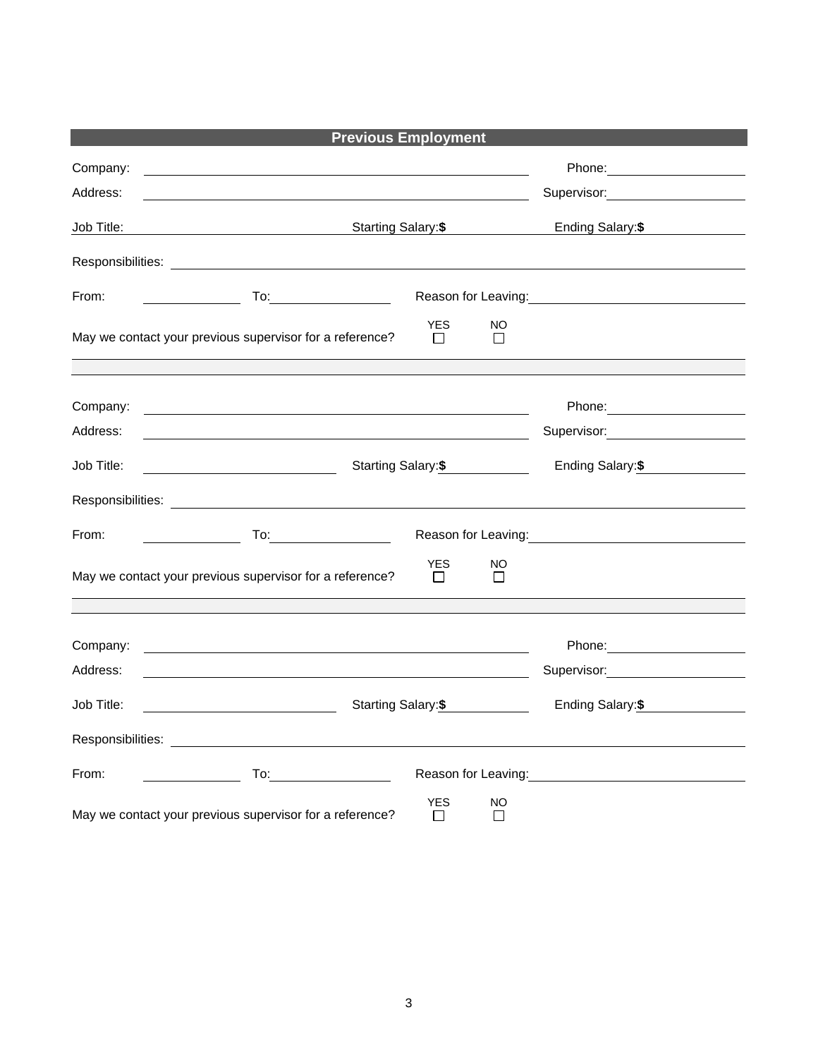## Previous Employment

Company: ______________________________ Phone: ____________

Address: ______________________________ Supervisor: ____________

Job Title: ____________ Starting Salary:**$** ____________ Ending Salary:**$** ____________

Responsibilities: ______________________________

From: ____________ To: ____________ Reason for Leaving: ____________

May we contact your previous supervisor for a reference? YES ☐ NO ☐

---

Company: ______________________________ Phone: ____________

Address: ______________________________ Supervisor: ____________

Job Title: ____________ Starting Salary:**$** ____________ Ending Salary:**$** ____________

Responsibilities: ______________________________

From: ____________ To: ____________ Reason for Leaving: ____________

May we contact your previous supervisor for a reference? YES ☐ NO ☐

---

Company: ______________________________ Phone: ____________

Address: ______________________________ Supervisor: ____________

Job Title: ____________ Starting Salary:**$** ____________ Ending Salary:**$** ____________

Responsibilities: ______________________________

From: ____________ To: ____________ Reason for Leaving: ____________

May we contact your previous supervisor for a reference? YES ☐ NO ☐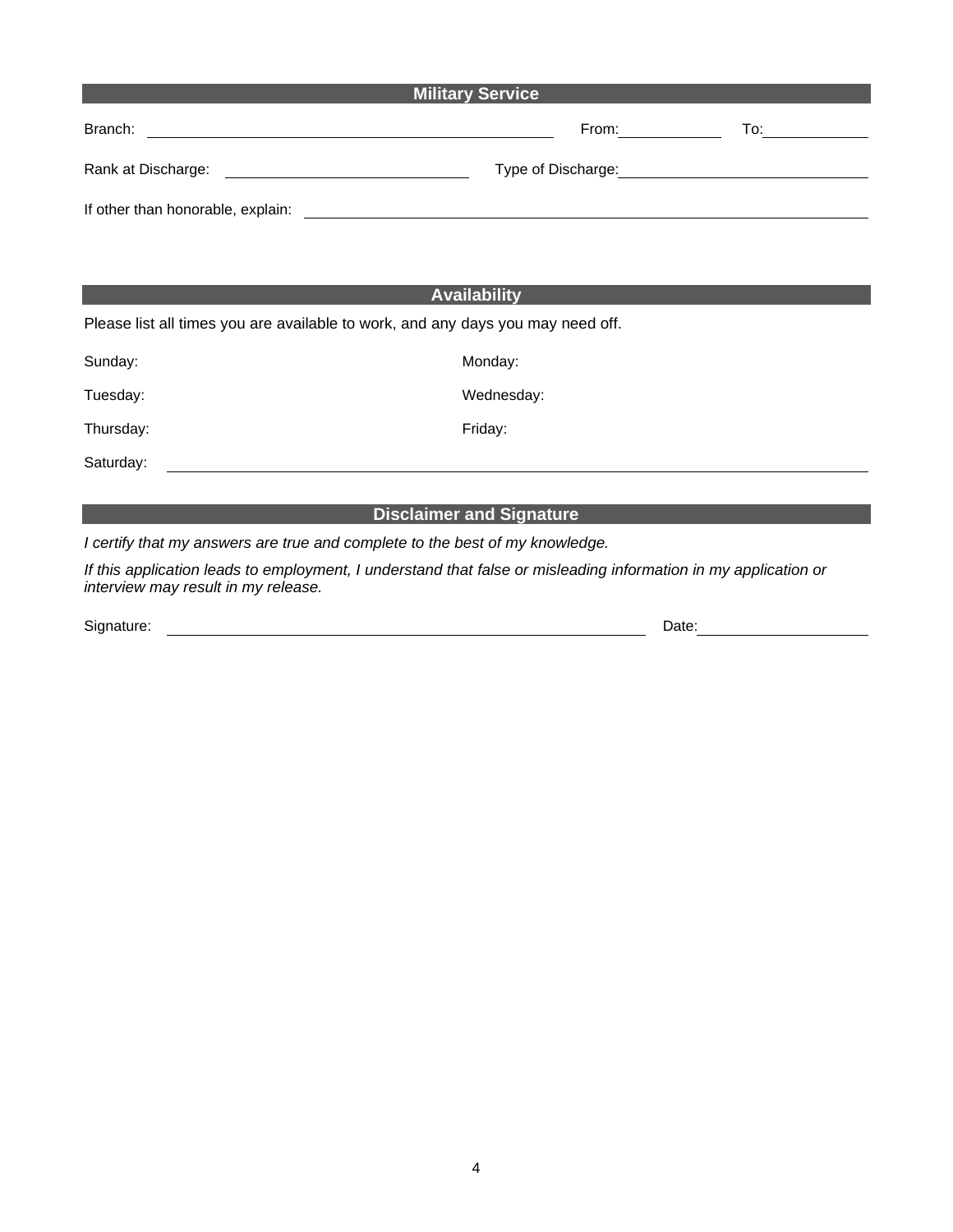## Military Service

Branch: ______________________________ From: __________ To: __________

Rank at Discharge: ______________________ Type of Discharge: ______________________

If other than honorable, explain: ______________________________________________

## Availability

Please list all times you are available to work, and any days you may need off.

Sunday: Monday:

Tuesday: Wednesday:

Thursday: Friday:

Saturday: ______________________________________________

## Disclaimer and Signature

*I certify that my answers are true and complete to the best of my knowledge.*

*If this application leads to employment, I understand that false or misleading information in my application or interview may result in my release.*

Signature: ______________________________________ Date: ______________